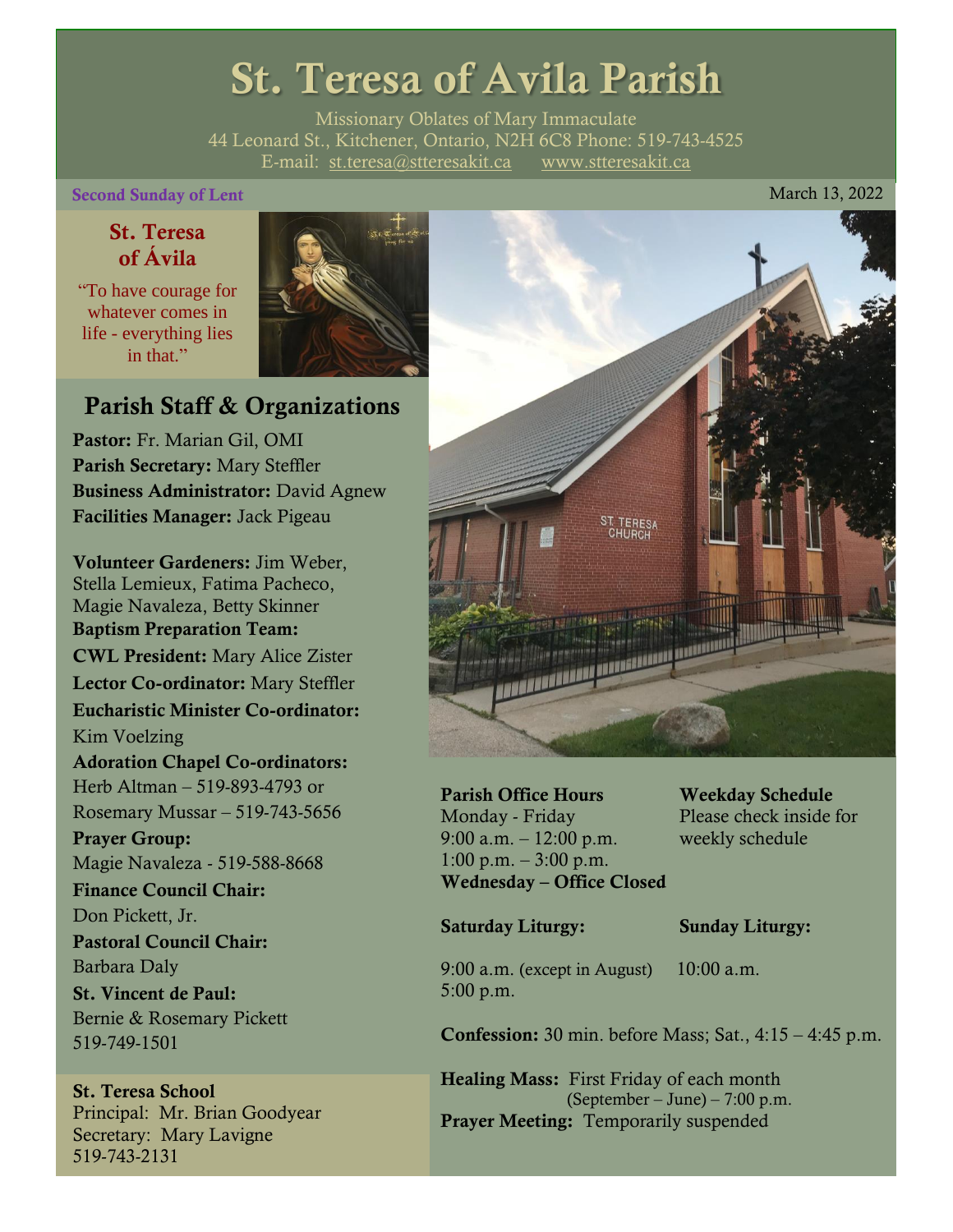# St. Teresa of Avila Parish

Missionary Oblates of Mary Immaculate
44 Leonard St., Kitchener, Ontario, N2H 6C8 Phone: 519-743-4525
E-mail: st.teresa@stteresakit.ca www.stteresakit.ca

**Second Sunday of Lent** March 13, 2022

## St. Teresa of Ávila

"To have courage for whatever comes in life - everything lies in that."

## Parish Staff & Organizations

**Pastor:** Fr. Marian Gil, OMI
**Parish Secretary:** Mary Steffler
**Business Administrator:** David Agnew
**Facilities Manager:** Jack Pigeau

**Volunteer Gardeners:** Jim Weber, Stella Lemieux, Fatima Pacheco, Magie Navaleza, Betty Skinner
**Baptism Preparation Team:**
**CWL President:** Mary Alice Zister
**Lector Co-ordinator:** Mary Steffler
**Eucharistic Minister Co-ordinator:** Kim Voelzing
**Adoration Chapel Co-ordinators:** Herb Altman – 519-893-4793 or Rosemary Mussar – 519-743-5656
**Prayer Group:** Magie Navaleza - 519-588-8668
**Finance Council Chair:** Don Pickett, Jr.
**Pastoral Council Chair:** Barbara Daly
**St. Vincent de Paul:** Bernie & Rosemary Pickett 519-749-1501

**St. Teresa School**
Principal: Mr. Brian Goodyear
Secretary: Mary Lavigne
519-743-2131

**Parish Office Hours**
Monday - Friday
9:00 a.m. – 12:00 p.m.
1:00 p.m. – 3:00 p.m.
**Wednesday – Office Closed**

**Weekday Schedule**
Please check inside for weekly schedule

**Saturday Liturgy:**
9:00 a.m. (except in August)
5:00 p.m.

**Sunday Liturgy:**
10:00 a.m.

**Confession:** 30 min. before Mass; Sat., 4:15 – 4:45 p.m.

**Healing Mass:** First Friday of each month (September – June) – 7:00 p.m.
**Prayer Meeting:** Temporarily suspended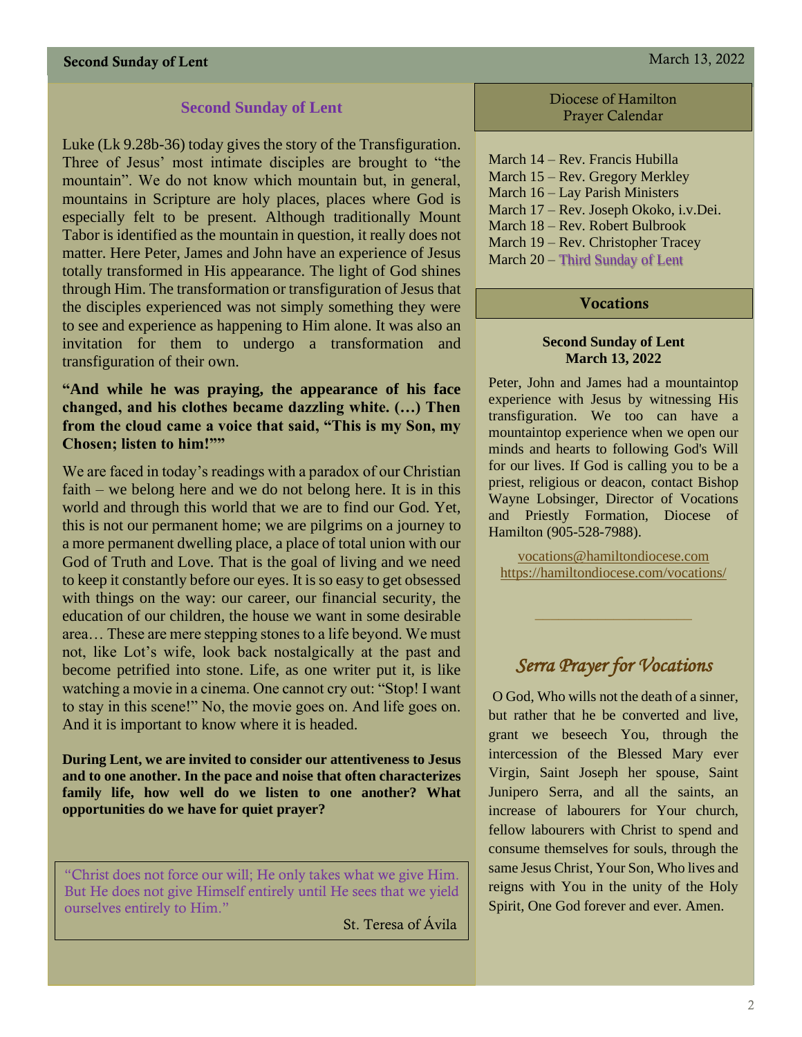## Second Sunday of Lent

Luke (Lk 9.28b-36) today gives the story of the Transfiguration. Three of Jesus' most intimate disciples are brought to "the mountain". We do not know which mountain but, in general, mountains in Scripture are holy places, places where God is especially felt to be present. Although traditionally Mount Tabor is identified as the mountain in question, it really does not matter. Here Peter, James and John have an experience of Jesus totally transformed in His appearance. The light of God shines through Him. The transformation or transfiguration of Jesus that the disciples experienced was not simply something they were to see and experience as happening to Him alone. It was also an invitation for them to undergo a transformation and transfiguration of their own.

**"And while he was praying, the appearance of his face changed, and his clothes became dazzling white. (…) Then from the cloud came a voice that said, "This is my Son, my Chosen; listen to him!""**

We are faced in today's readings with a paradox of our Christian faith – we belong here and we do not belong here. It is in this world and through this world that we are to find our God. Yet, this is not our permanent home; we are pilgrims on a journey to a more permanent dwelling place, a place of total union with our God of Truth and Love. That is the goal of living and we need to keep it constantly before our eyes. It is so easy to get obsessed with things on the way: our career, our financial security, the education of our children, the house we want in some desirable area… These are mere stepping stones to a life beyond. We must not, like Lot's wife, look back nostalgically at the past and become petrified into stone. Life, as one writer put it, is like watching a movie in a cinema. One cannot cry out: "Stop! I want to stay in this scene!" No, the movie goes on. And life goes on. And it is important to know where it is headed.

**During Lent, we are invited to consider our attentiveness to Jesus and to one another. In the pace and noise that often characterizes family life, how well do we listen to one another? What opportunities do we have for quiet prayer?**

> "Christ does not force our will; He only takes what we give Him. But He does not give Himself entirely until He sees that we yield ourselves entirely to Him."
>
> St. Teresa of Ávila

## Diocese of Hamilton Prayer Calendar

March 14 – Rev. Francis Hubilla
March 15 – Rev. Gregory Merkley
March 16 – Lay Parish Ministers
March 17 – Rev. Joseph Okoko, i.v.Dei.
March 18 – Rev. Robert Bulbrook
March 19 – Rev. Christopher Tracey
March 20 – Third Sunday of Lent

## Vocations

**Second Sunday of Lent**
**March 13, 2022**

Peter, John and James had a mountaintop experience with Jesus by witnessing His transfiguration. We too can have a mountaintop experience when we open our minds and hearts to following God's Will for our lives. If God is calling you to be a priest, religious or deacon, contact Bishop Wayne Lobsinger, Director of Vocations and Priestly Formation, Diocese of Hamilton (905-528-7988).

vocations@hamiltondiocese.com
https://hamiltondiocese.com/vocations/

## *Serra Prayer for Vocations*

O God, Who wills not the death of a sinner, but rather that he be converted and live, grant we beseech You, through the intercession of the Blessed Mary ever Virgin, Saint Joseph her spouse, Saint Junipero Serra, and all the saints, an increase of labourers for Your church, fellow labourers with Christ to spend and consume themselves for souls, through the same Jesus Christ, Your Son, Who lives and reigns with You in the unity of the Holy Spirit, One God forever and ever. Amen.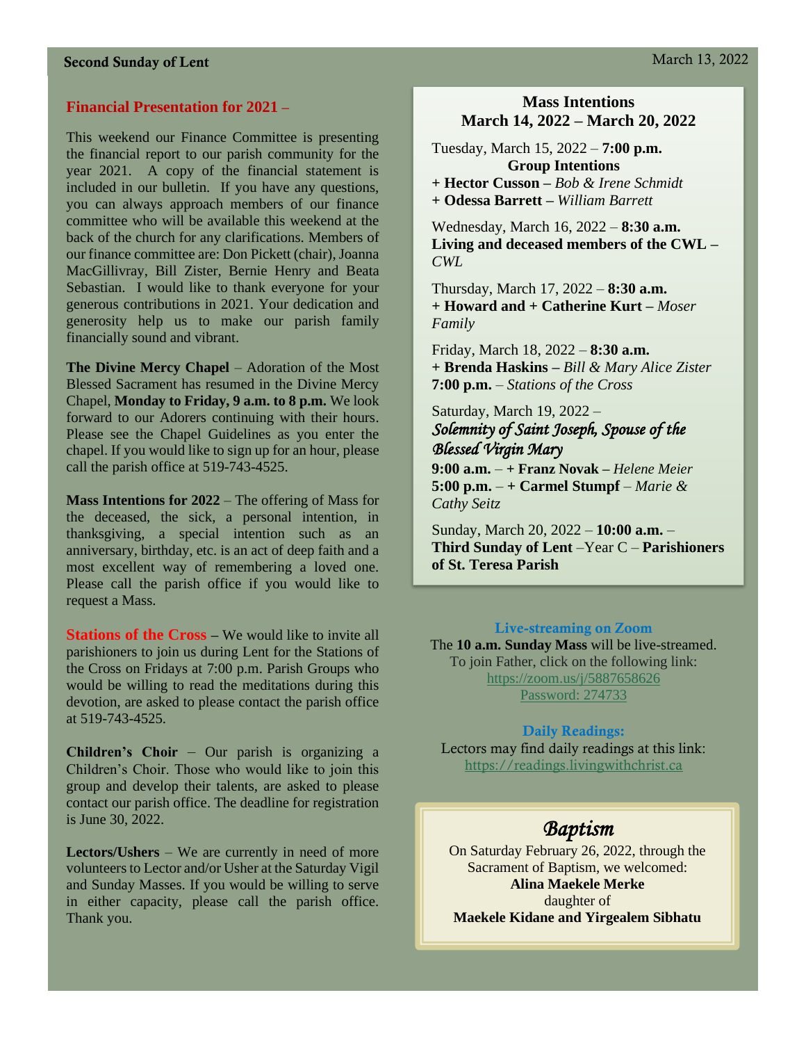**Second Sunday of Lent** March 13, 2022

## Financial Presentation for 2021 –

This weekend our Finance Committee is presenting the financial report to our parish community for the year 2021. A copy of the financial statement is included in our bulletin. If you have any questions, you can always approach members of our finance committee who will be available this weekend at the back of the church for any clarifications. Members of our finance committee are: Don Pickett (chair), Joanna MacGillivray, Bill Zister, Bernie Henry and Beata Sebastian. I would like to thank everyone for your generous contributions in 2021. Your dedication and generosity help us to make our parish family financially sound and vibrant.

**The Divine Mercy Chapel** – Adoration of the Most Blessed Sacrament has resumed in the Divine Mercy Chapel, **Monday to Friday, 9 a.m. to 8 p.m.** We look forward to our Adorers continuing with their hours. Please see the Chapel Guidelines as you enter the chapel. If you would like to sign up for an hour, please call the parish office at 519-743-4525.

**Mass Intentions for 2022** – The offering of Mass for the deceased, the sick, a personal intention, in thanksgiving, a special intention such as an anniversary, birthday, etc. is an act of deep faith and a most excellent way of remembering a loved one. Please call the parish office if you would like to request a Mass.

**Stations of the Cross** – We would like to invite all parishioners to join us during Lent for the Stations of the Cross on Fridays at 7:00 p.m. Parish Groups who would be willing to read the meditations during this devotion, are asked to please contact the parish office at 519-743-4525.

**Children's Choir** – Our parish is organizing a Children's Choir. Those who would like to join this group and develop their talents, are asked to please contact our parish office. The deadline for registration is June 30, 2022.

**Lectors/Ushers** – We are currently in need of more volunteers to Lector and/or Usher at the Saturday Vigil and Sunday Masses. If you would be willing to serve in either capacity, please call the parish office. Thank you.

## Mass Intentions
## March 14, 2022 – March 20, 2022

Tuesday, March 15, 2022 – **7:00 p.m.**
**Group Intentions**
**+ Hector Cusson –** *Bob & Irene Schmidt*
**+ Odessa Barrett –** *William Barrett*

Wednesday, March 16, 2022 – **8:30 a.m.**
**Living and deceased members of the CWL –** *CWL*

Thursday, March 17, 2022 – **8:30 a.m.**
**+ Howard and + Catherine Kurt –** *Moser Family*

Friday, March 18, 2022 – **8:30 a.m.**
**+ Brenda Haskins –** *Bill & Mary Alice Zister*
**7:00 p.m.** – *Stations of the Cross*

Saturday, March 19, 2022 –
*Solemnity of Saint Joseph, Spouse of the Blessed Virgin Mary*
**9:00 a.m.** – **+ Franz Novak –** *Helene Meier*
**5:00 p.m.** – **+ Carmel Stumpf** – *Marie & Cathy Seitz*

Sunday, March 20, 2022 – **10:00 a.m.** – **Third Sunday of Lent** –Year C – **Parishioners of St. Teresa Parish**

### Live-streaming on Zoom

The **10 a.m. Sunday Mass** will be live-streamed.
To join Father, click on the following link:
https://zoom.us/j/5887658626
Password: 274733

### Daily Readings:

Lectors may find daily readings at this link:
https://readings.livingwithchrist.ca

## *Baptism*

On Saturday February 26, 2022, through the Sacrament of Baptism, we welcomed:
**Alina Maekele Merke**
daughter of
**Maekele Kidane and Yirgealem Sibhatu**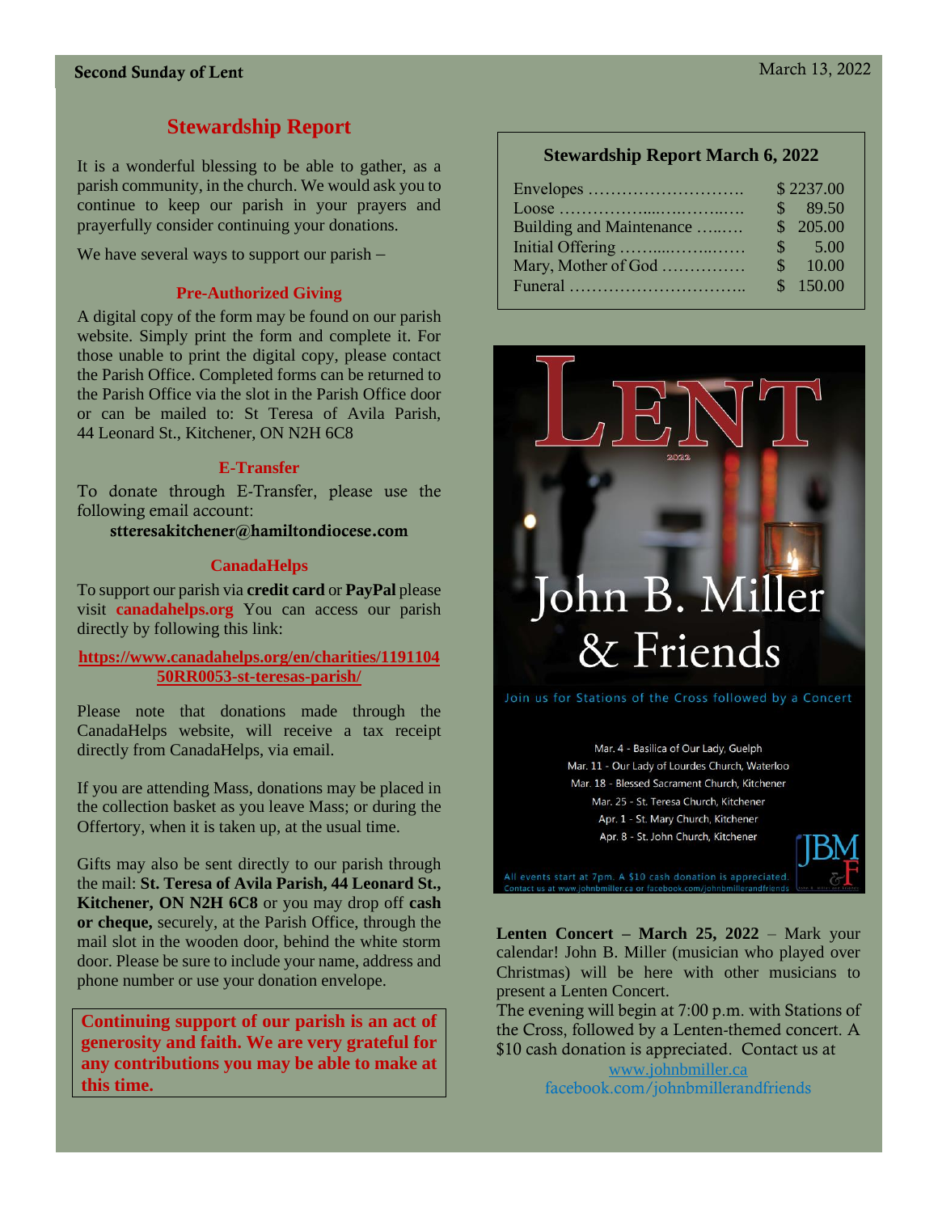**Second Sunday of Lent** March 13, 2022

## Stewardship Report

It is a wonderful blessing to be able to gather, as a parish community, in the church. We would ask you to continue to keep our parish in your prayers and prayerfully consider continuing your donations.

We have several ways to support our parish –

### Pre-Authorized Giving

A digital copy of the form may be found on our parish website. Simply print the form and complete it. For those unable to print the digital copy, please contact the Parish Office. Completed forms can be returned to the Parish Office via the slot in the Parish Office door or can be mailed to: St Teresa of Avila Parish, 44 Leonard St., Kitchener, ON N2H 6C8

### E-Transfer

To donate through E-Transfer, please use the following email account:

**stteresakitchener@hamiltondiocese.com**

### CanadaHelps

To support our parish via **credit card** or **PayPal** please visit **canadahelps.org** You can access our parish directly by following this link:

**https://www.canadahelps.org/en/charities/119110450RR0053-st-teresas-parish/**

Please note that donations made through the CanadaHelps website, will receive a tax receipt directly from CanadaHelps, via email.

If you are attending Mass, donations may be placed in the collection basket as you leave Mass; or during the Offertory, when it is taken up, at the usual time.

Gifts may also be sent directly to our parish through the mail: **St. Teresa of Avila Parish, 44 Leonard St., Kitchener, ON N2H 6C8** or you may drop off **cash or cheque,** securely, at the Parish Office, through the mail slot in the wooden door, behind the white storm door. Please be sure to include your name, address and phone number or use your donation envelope.

**Continuing support of our parish is an act of generosity and faith. We are very grateful for any contributions you may be able to make at this time.**

### Stewardship Report March 6, 2022

| | |
|---|---|
| Envelopes ………………………. | $ 2237.00 |
| Loose ………………………… | $ 89.50 |
| Building and Maintenance ……. | $ 205.00 |
| Initial Offering ……………… | $ 5.00 |
| Mary, Mother of God …………… | $ 10.00 |
| Funeral ………………………….. | $ 150.00 |

LENT 2022

John B. Miller & Friends

Join us for Stations of the Cross followed by a Concert

Mar. 4 - Basilica of Our Lady, Guelph
Mar. 11 - Our Lady of Lourdes Church, Waterloo
Mar. 18 - Blessed Sacrament Church, Kitchener
Mar. 25 - St. Teresa Church, Kitchener
Apr. 1 - St. Mary Church, Kitchener
Apr. 8 - St. John Church, Kitchener

All events start at 7pm. A $10 cash donation is appreciated.
Contact us at www.johnbmiller.ca or facebook.com/johnbmillerandfriends

**Lenten Concert – March 25, 2022** – Mark your calendar! John B. Miller (musician who played over Christmas) will be here with other musicians to present a Lenten Concert.

The evening will begin at 7:00 p.m. with Stations of the Cross, followed by a Lenten-themed concert. A $10 cash donation is appreciated. Contact us at

www.johnbmiller.ca
facebook.com/johnbmillerandfriends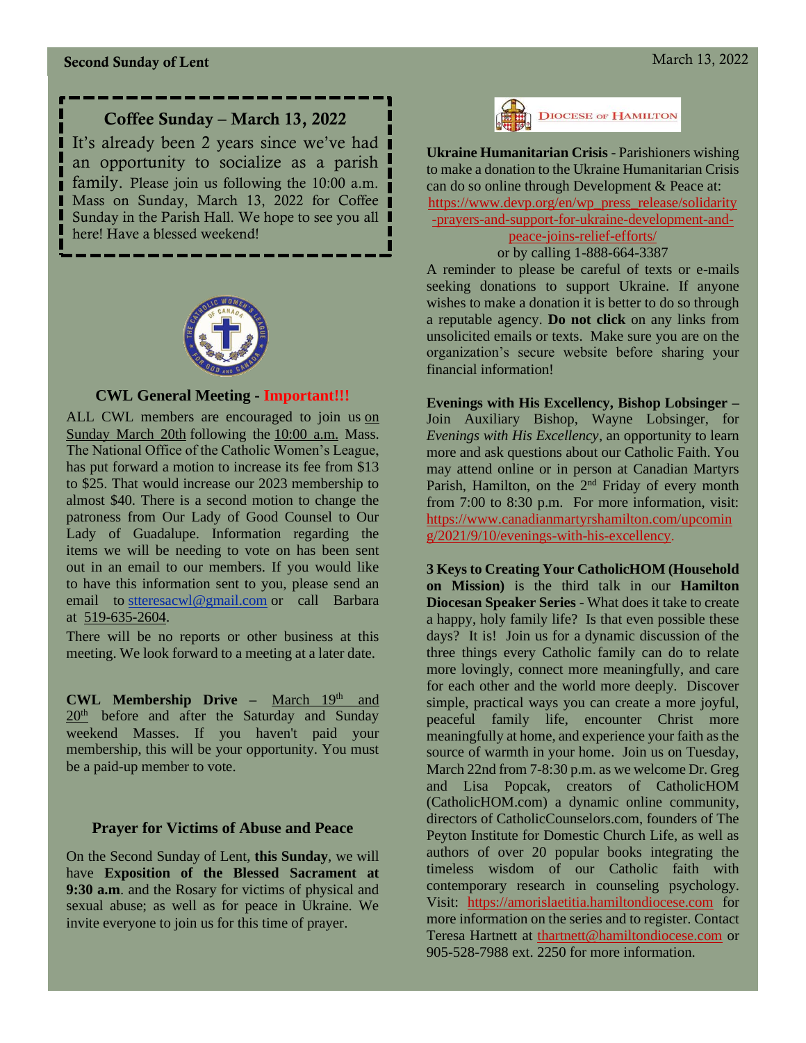## Coffee Sunday – March 13, 2022

It's already been 2 years since we've had an opportunity to socialize as a parish family. Please join us following the 10:00 a.m. Mass on Sunday, March 13, 2022 for Coffee Sunday in the Parish Hall. We hope to see you all here! Have a blessed weekend!

### CWL General Meeting - Important!!!

ALL CWL members are encouraged to join us on Sunday March 20th following the 10:00 a.m. Mass. The National Office of the Catholic Women's League, has put forward a motion to increase its fee from $13 to $25. That would increase our 2023 membership to almost $40. There is a second motion to change the patroness from Our Lady of Good Counsel to Our Lady of Guadalupe. Information regarding the items we will be needing to vote on has been sent out in an email to our members. If you would like to have this information sent to you, please send an email to stteresacwl@gmail.com or call Barbara at 519-635-2604.

There will be no reports or other business at this meeting. We look forward to a meeting at a later date.

**CWL Membership Drive** – March 19th and 20th before and after the Saturday and Sunday weekend Masses. If you haven't paid your membership, this will be your opportunity. You must be a paid-up member to vote.

### Prayer for Victims of Abuse and Peace

On the Second Sunday of Lent, **this Sunday**, we will have **Exposition of the Blessed Sacrament at 9:30 a.m**. and the Rosary for victims of physical and sexual abuse; as well as for peace in Ukraine. We invite everyone to join us for this time of prayer.

DIOCESE OF HAMILTON

**Ukraine Humanitarian Crisis** - Parishioners wishing to make a donation to the Ukraine Humanitarian Crisis can do so online through Development & Peace at: https://www.devp.org/en/wp_press_release/solidarity-prayers-and-support-for-ukraine-development-and-peace-joins-relief-efforts/ or by calling 1-888-664-3387

A reminder to please be careful of texts or e-mails seeking donations to support Ukraine. If anyone wishes to make a donation it is better to do so through a reputable agency. **Do not click** on any links from unsolicited emails or texts. Make sure you are on the organization's secure website before sharing your financial information!

**Evenings with His Excellency, Bishop Lobsinger** – Join Auxiliary Bishop, Wayne Lobsinger, for *Evenings with His Excellency*, an opportunity to learn more and ask questions about our Catholic Faith. You may attend online or in person at Canadian Martyrs Parish, Hamilton, on the 2nd Friday of every month from 7:00 to 8:30 p.m. For more information, visit: https://www.canadianmartyrshamilton.com/upcoming/2021/9/10/evenings-with-his-excellency.

**3 Keys to Creating Your CatholicHOM (Household on Mission)** is the third talk in our **Hamilton Diocesan Speaker Series** - What does it take to create a happy, holy family life? Is that even possible these days? It is! Join us for a dynamic discussion of the three things every Catholic family can do to relate more lovingly, connect more meaningfully, and care for each other and the world more deeply. Discover simple, practical ways you can create a more joyful, peaceful family life, encounter Christ more meaningfully at home, and experience your faith as the source of warmth in your home. Join us on Tuesday, March 22nd from 7-8:30 p.m. as we welcome Dr. Greg and Lisa Popcak, creators of CatholicHOM (CatholicHOM.com) a dynamic online community, directors of CatholicCounselors.com, founders of The Peyton Institute for Domestic Church Life, as well as authors of over 20 popular books integrating the timeless wisdom of our Catholic faith with contemporary research in counseling psychology. Visit: https://amorislaetitia.hamiltondiocese.com for more information on the series and to register. Contact Teresa Hartnett at thartnett@hamiltondiocese.com or 905-528-7988 ext. 2250 for more information.